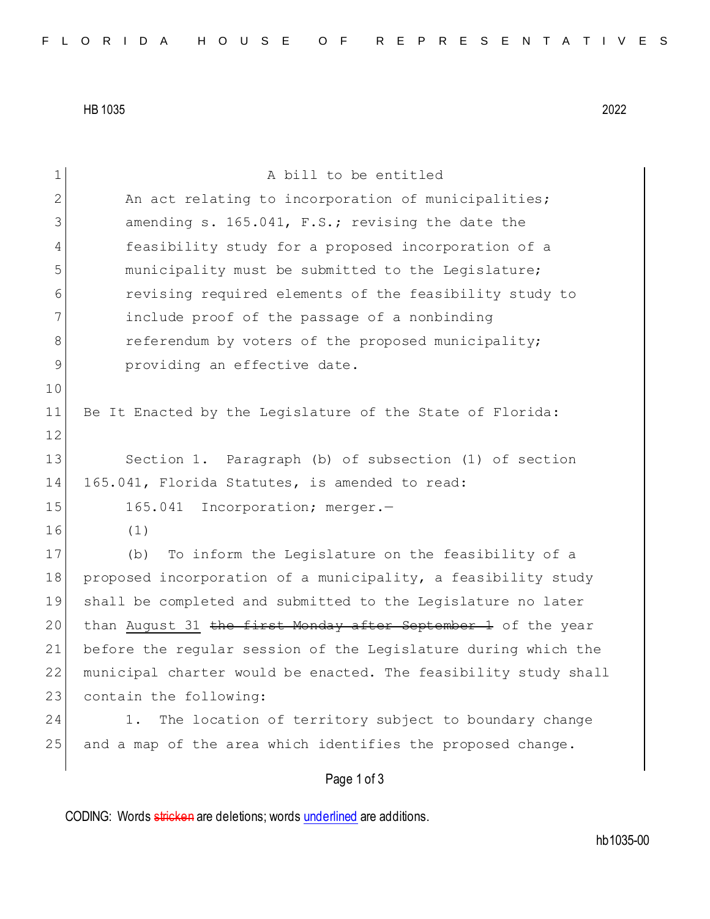HB 1035 2022

A bill to be entitled

An act relating to incorporation of municipalities; amending s. 165.041, F.S.; revising the date the feasibility study for a proposed incorporation of a municipality must be submitted to the Legislature; revising required elements of the feasibility study to include proof of the passage of a nonbinding referendum by voters of the proposed municipality; providing an effective date.

Be It Enacted by the Legislature of the State of Florida:

Section 1. Paragraph (b) of subsection (1) of section 165.041, Florida Statutes, is amended to read:

165.041 Incorporation; merger.—

(1)

(b) To inform the Legislature on the feasibility of a proposed incorporation of a municipality, a feasibility study shall be completed and submitted to the Legislature no later than <u>August 31</u> ~~the first Monday after September 1~~ of the year before the regular session of the Legislature during which the municipal charter would be enacted. The feasibility study shall contain the following:

1. The location of territory subject to boundary change and a map of the area which identifies the proposed change.

CODING: Words ~~stricken~~ are deletions; words <u>underlined</u> are additions.

hb1035-00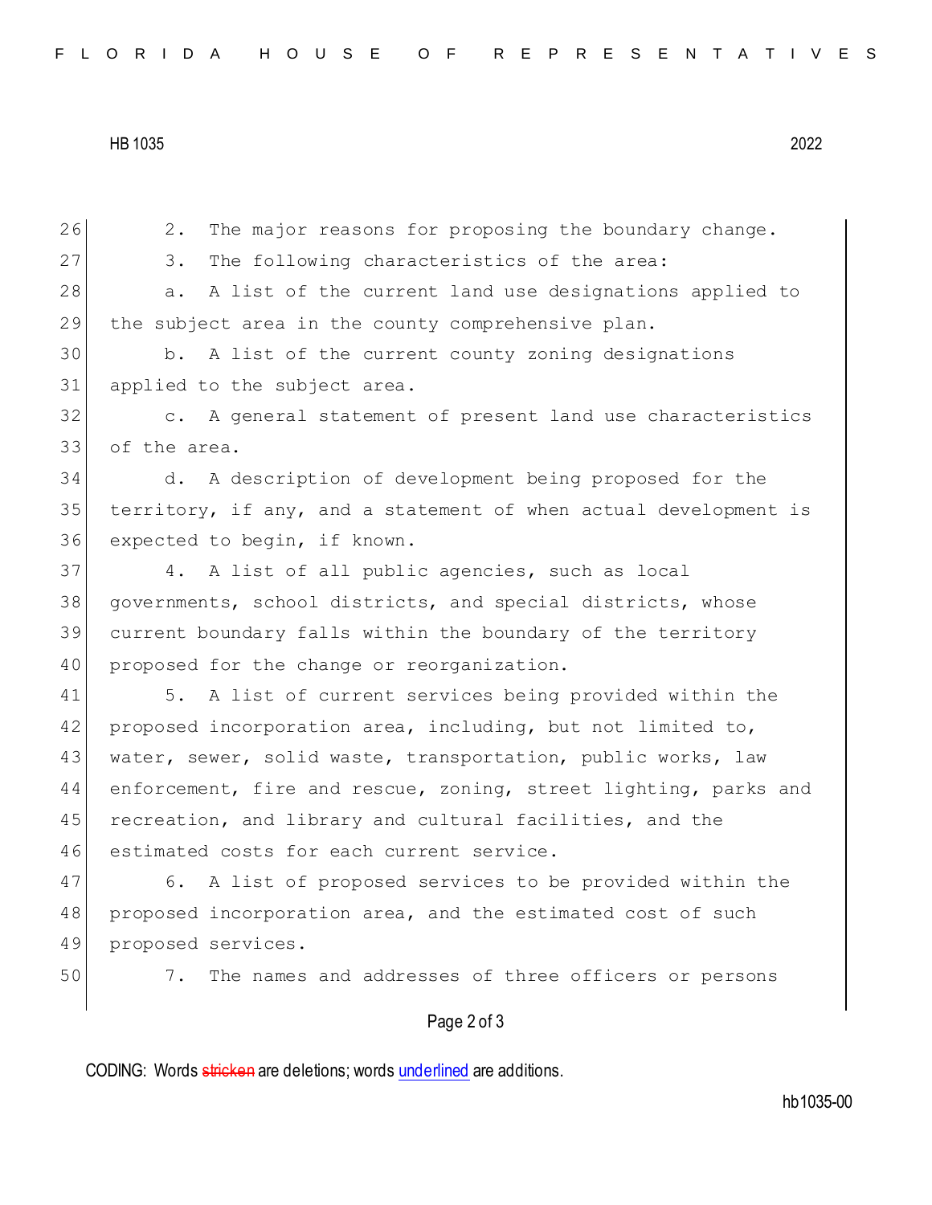2. The major reasons for proposing the boundary change.

3. The following characteristics of the area:

a. A list of the current land use designations applied to the subject area in the county comprehensive plan.

b. A list of the current county zoning designations applied to the subject area.

c. A general statement of present land use characteristics of the area.

d. A description of development being proposed for the territory, if any, and a statement of when actual development is expected to begin, if known.

4. A list of all public agencies, such as local governments, school districts, and special districts, whose current boundary falls within the boundary of the territory proposed for the change or reorganization.

5. A list of current services being provided within the proposed incorporation area, including, but not limited to, water, sewer, solid waste, transportation, public works, law enforcement, fire and rescue, zoning, street lighting, parks and recreation, and library and cultural facilities, and the estimated costs for each current service.

6. A list of proposed services to be provided within the proposed incorporation area, and the estimated cost of such proposed services.

7. The names and addresses of three officers or persons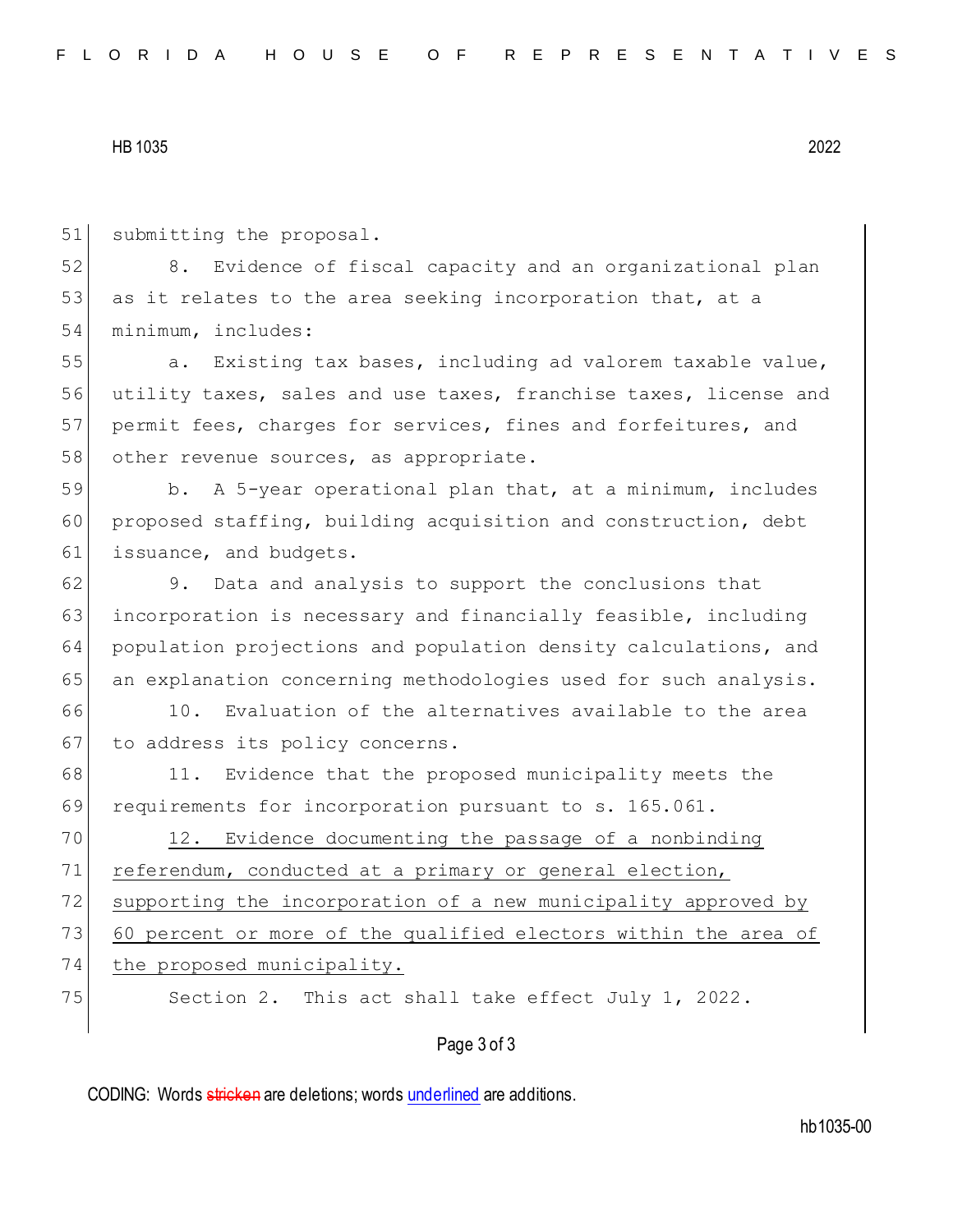submitting the proposal.

8. Evidence of fiscal capacity and an organizational plan as it relates to the area seeking incorporation that, at a minimum, includes:

a. Existing tax bases, including ad valorem taxable value, utility taxes, sales and use taxes, franchise taxes, license and permit fees, charges for services, fines and forfeitures, and other revenue sources, as appropriate.

b. A 5-year operational plan that, at a minimum, includes proposed staffing, building acquisition and construction, debt issuance, and budgets.

9. Data and analysis to support the conclusions that incorporation is necessary and financially feasible, including population projections and population density calculations, and an explanation concerning methodologies used for such analysis.

10. Evaluation of the alternatives available to the area to address its policy concerns.

11. Evidence that the proposed municipality meets the requirements for incorporation pursuant to s. 165.061.

<u>12. Evidence documenting the passage of a nonbinding referendum, conducted at a primary or general election, supporting the incorporation of a new municipality approved by 60 percent or more of the qualified electors within the area of the proposed municipality.</u>

Section 2. This act shall take effect July 1, 2022.

CODING: Words ~~stricken~~ are deletions; words <u>underlined</u> are additions.